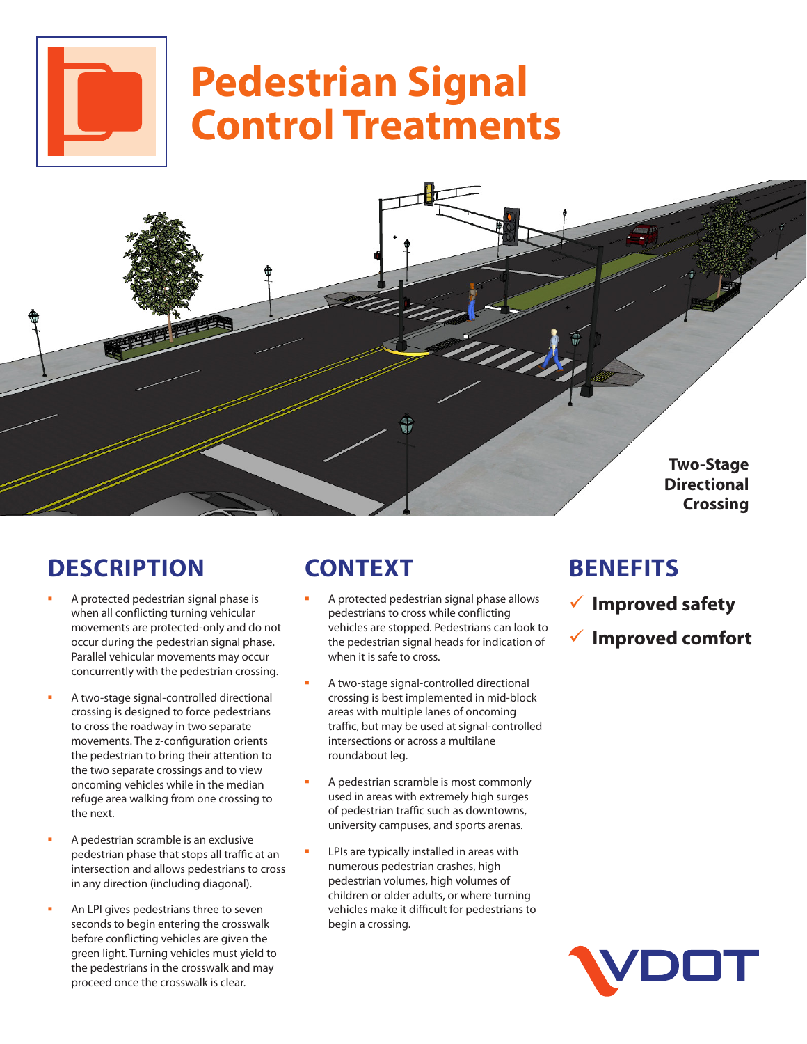# Pedestrian Signal Control Treatments

Two-Stage Directional Crossing

## DESCRIPTION

- A protected pedestrian signal phase is when all conflicting turning vehicular movements are protected-only and do not occur during the pedestrian signal phase. Parallel vehicular movements may occur concurrently with the pedestrian crossing.
- A two-stage signal-controlled directional crossing is designed to force pedestrians to cross the roadway in two separate movements. The z-configuration orients the pedestrian to bring their attention to the two separate crossings and to view oncoming vehicles while in the median refuge area walking from one crossing to the next.
- A pedestrian scramble is an exclusive pedestrian phase that stops all traffic at an intersection and allows pedestrians to cross in any direction (including diagonal).
- An LPI gives pedestrians three to seven seconds to begin entering the crosswalk before conflicting vehicles are given the green light. Turning vehicles must yield to the pedestrians in the crosswalk and may proceed once the crosswalk is clear.

## CONTEXT

- A protected pedestrian signal phase allows pedestrians to cross while conflicting vehicles are stopped. Pedestrians can look to the pedestrian signal heads for indication of when it is safe to cross.
- A two-stage signal-controlled directional crossing is best implemented in mid-block areas with multiple lanes of oncoming traffic, but may be used at signal-controlled intersections or across a multilane roundabout leg.
- A pedestrian scramble is most commonly used in areas with extremely high surges of pedestrian traffic such as downtowns, university campuses, and sports arenas.
- LPIs are typically installed in areas with numerous pedestrian crashes, high pedestrian volumes, high volumes of children or older adults, or where turning vehicles make it difficult for pedestrians to begin a crossing.

## BENEFITS

- ✓ **Improved safety**
- ✓ **Improved comfort**

VDOT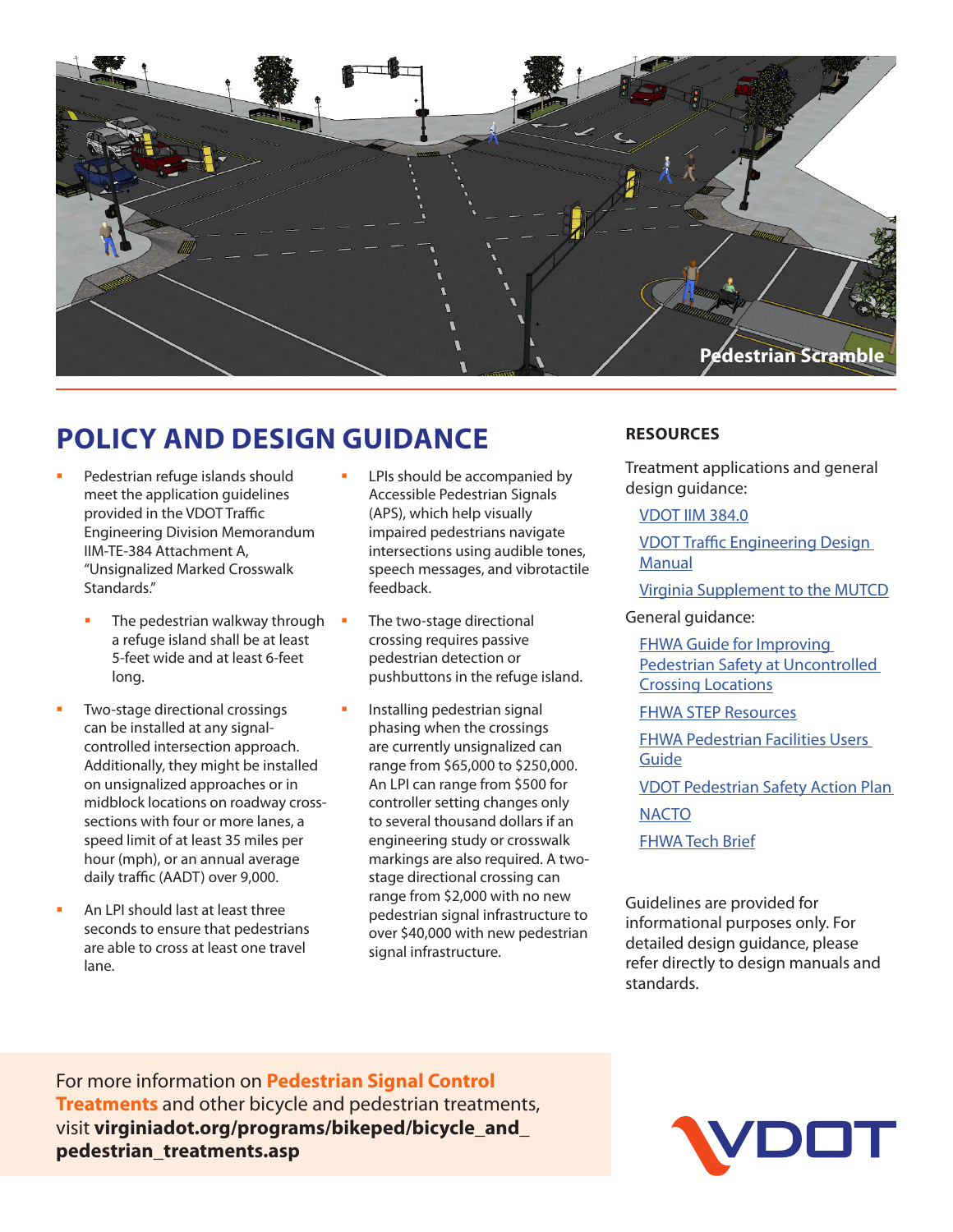Pedestrian Scramble

# POLICY AND DESIGN GUIDANCE

- Pedestrian refuge islands should meet the application guidelines provided in the VDOT Traffic Engineering Division Memorandum IIM-TE-384 Attachment A, "Unsignalized Marked Crosswalk Standards."
  - The pedestrian walkway through a refuge island shall be at least 5-feet wide and at least 6-feet long.
- Two-stage directional crossings can be installed at any signal-controlled intersection approach. Additionally, they might be installed on unsignalized approaches or in midblock locations on roadway cross-sections with four or more lanes, a speed limit of at least 35 miles per hour (mph), or an annual average daily traffic (AADT) over 9,000.
- An LPI should last at least three seconds to ensure that pedestrians are able to cross at least one travel lane.
- LPIs should be accompanied by Accessible Pedestrian Signals (APS), which help visually impaired pedestrians navigate intersections using audible tones, speech messages, and vibrotactile feedback.
- The two-stage directional crossing requires passive pedestrian detection or pushbuttons in the refuge island.
- Installing pedestrian signal phasing when the crossings are currently unsignalized can range from $65,000 to $250,000. An LPI can range from $500 for controller setting changes only to several thousand dollars if an engineering study or crosswalk markings are also required. A two-stage directional crossing can range from $2,000 with no new pedestrian signal infrastructure to over $40,000 with new pedestrian signal infrastructure.

### RESOURCES

Treatment applications and general design guidance:

- VDOT IIM 384.0
- VDOT Traffic Engineering Design Manual
- Virginia Supplement to the MUTCD

General guidance:

- FHWA Guide for Improving Pedestrian Safety at Uncontrolled Crossing Locations
- FHWA STEP Resources
- FHWA Pedestrian Facilities Users Guide
- VDOT Pedestrian Safety Action Plan
- NACTO
- FHWA Tech Brief

Guidelines are provided for informational purposes only. For detailed design guidance, please refer directly to design manuals and standards.

For more information on **Pedestrian Signal Control Treatments** and other bicycle and pedestrian treatments, visit **virginiadot.org/programs/bikeped/bicycle_and_pedestrian_treatments.asp**

VDOT